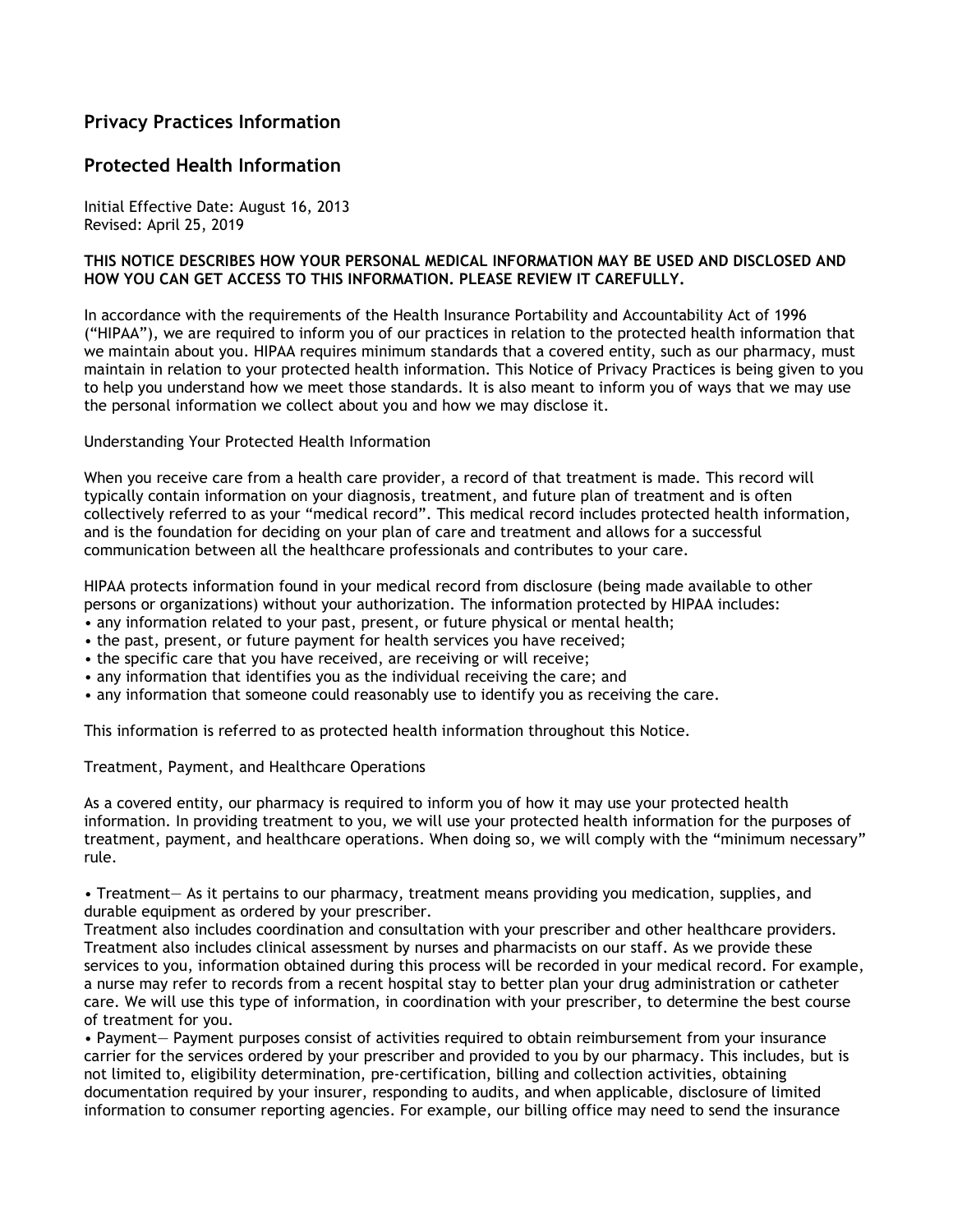## Privacy Practices Information

## Protected Health Information

Initial Effective Date: August 16, 2013
Revised: April 25, 2019

**THIS NOTICE DESCRIBES HOW YOUR PERSONAL MEDICAL INFORMATION MAY BE USED AND DISCLOSED AND HOW YOU CAN GET ACCESS TO THIS INFORMATION. PLEASE REVIEW IT CAREFULLY.**

In accordance with the requirements of the Health Insurance Portability and Accountability Act of 1996 ("HIPAA"), we are required to inform you of our practices in relation to the protected health information that we maintain about you. HIPAA requires minimum standards that a covered entity, such as our pharmacy, must maintain in relation to your protected health information. This Notice of Privacy Practices is being given to you to help you understand how we meet those standards. It is also meant to inform you of ways that we may use the personal information we collect about you and how we may disclose it.

Understanding Your Protected Health Information

When you receive care from a health care provider, a record of that treatment is made. This record will typically contain information on your diagnosis, treatment, and future plan of treatment and is often collectively referred to as your "medical record". This medical record includes protected health information, and is the foundation for deciding on your plan of care and treatment and allows for a successful communication between all the healthcare professionals and contributes to your care.

HIPAA protects information found in your medical record from disclosure (being made available to other persons or organizations) without your authorization. The information protected by HIPAA includes:

- any information related to your past, present, or future physical or mental health;
- the past, present, or future payment for health services you have received;
- the specific care that you have received, are receiving or will receive;
- any information that identifies you as the individual receiving the care; and
- any information that someone could reasonably use to identify you as receiving the care.

This information is referred to as protected health information throughout this Notice.

Treatment, Payment, and Healthcare Operations

As a covered entity, our pharmacy is required to inform you of how it may use your protected health information. In providing treatment to you, we will use your protected health information for the purposes of treatment, payment, and healthcare operations. When doing so, we will comply with the "minimum necessary" rule.

- Treatment— As it pertains to our pharmacy, treatment means providing you medication, supplies, and durable equipment as ordered by your prescriber.
Treatment also includes coordination and consultation with your prescriber and other healthcare providers. Treatment also includes clinical assessment by nurses and pharmacists on our staff. As we provide these services to you, information obtained during this process will be recorded in your medical record. For example, a nurse may refer to records from a recent hospital stay to better plan your drug administration or catheter care. We will use this type of information, in coordination with your prescriber, to determine the best course of treatment for you.
- Payment— Payment purposes consist of activities required to obtain reimbursement from your insurance carrier for the services ordered by your prescriber and provided to you by our pharmacy. This includes, but is not limited to, eligibility determination, pre-certification, billing and collection activities, obtaining documentation required by your insurer, responding to audits, and when applicable, disclosure of limited information to consumer reporting agencies. For example, our billing office may need to send the insurance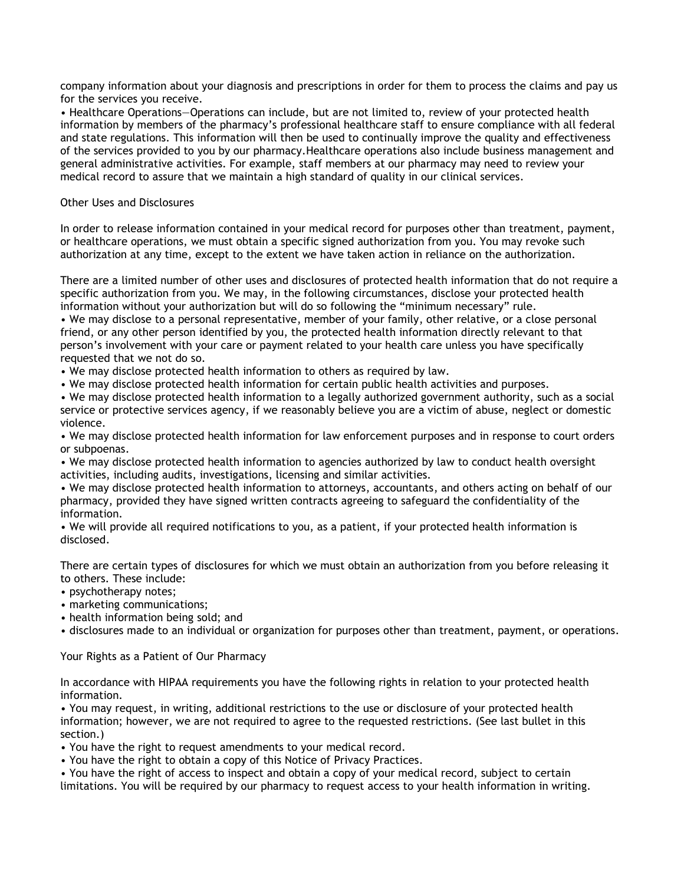company information about your diagnosis and prescriptions in order for them to process the claims and pay us for the services you receive.

• Healthcare Operations—Operations can include, but are not limited to, review of your protected health information by members of the pharmacy's professional healthcare staff to ensure compliance with all federal and state regulations. This information will then be used to continually improve the quality and effectiveness of the services provided to you by our pharmacy.Healthcare operations also include business management and general administrative activities. For example, staff members at our pharmacy may need to review your medical record to assure that we maintain a high standard of quality in our clinical services.

## Other Uses and Disclosures

In order to release information contained in your medical record for purposes other than treatment, payment, or healthcare operations, we must obtain a specific signed authorization from you. You may revoke such authorization at any time, except to the extent we have taken action in reliance on the authorization.

There are a limited number of other uses and disclosures of protected health information that do not require a specific authorization from you. We may, in the following circumstances, disclose your protected health information without your authorization but will do so following the "minimum necessary" rule.

• We may disclose to a personal representative, member of your family, other relative, or a close personal friend, or any other person identified by you, the protected health information directly relevant to that person's involvement with your care or payment related to your health care unless you have specifically requested that we not do so.
• We may disclose protected health information to others as required by law.
• We may disclose protected health information for certain public health activities and purposes.
• We may disclose protected health information to a legally authorized government authority, such as a social service or protective services agency, if we reasonably believe you are a victim of abuse, neglect or domestic violence.
• We may disclose protected health information for law enforcement purposes and in response to court orders or subpoenas.
• We may disclose protected health information to agencies authorized by law to conduct health oversight activities, including audits, investigations, licensing and similar activities.
• We may disclose protected health information to attorneys, accountants, and others acting on behalf of our pharmacy, provided they have signed written contracts agreeing to safeguard the confidentiality of the information.
• We will provide all required notifications to you, as a patient, if your protected health information is disclosed.

There are certain types of disclosures for which we must obtain an authorization from you before releasing it to others. These include:

• psychotherapy notes;
• marketing communications;
• health information being sold; and
• disclosures made to an individual or organization for purposes other than treatment, payment, or operations.

## Your Rights as a Patient of Our Pharmacy

In accordance with HIPAA requirements you have the following rights in relation to your protected health information.

• You may request, in writing, additional restrictions to the use or disclosure of your protected health information; however, we are not required to agree to the requested restrictions. (See last bullet in this section.)
• You have the right to request amendments to your medical record.
• You have the right to obtain a copy of this Notice of Privacy Practices.
• You have the right of access to inspect and obtain a copy of your medical record, subject to certain limitations. You will be required by our pharmacy to request access to your health information in writing.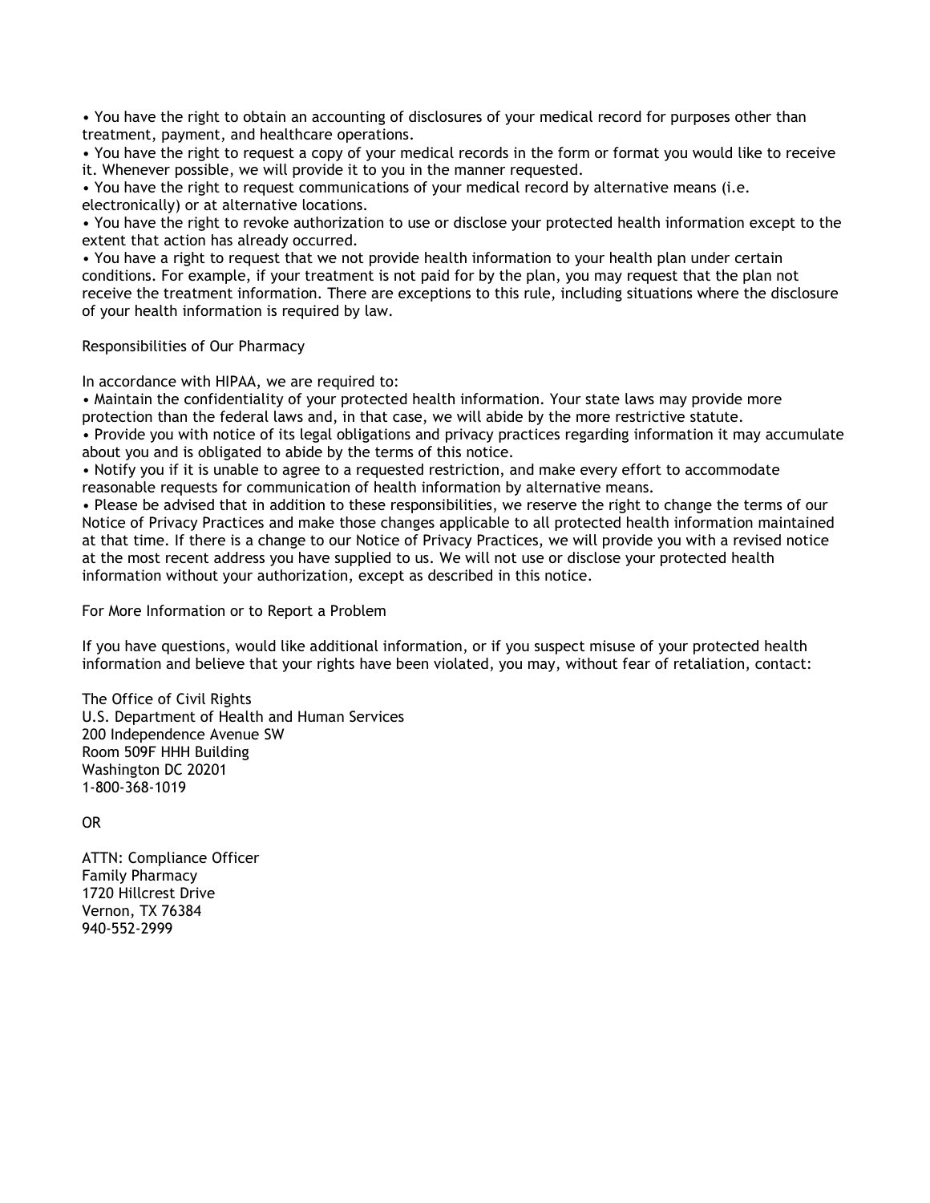- You have the right to obtain an accounting of disclosures of your medical record for purposes other than treatment, payment, and healthcare operations.
- You have the right to request a copy of your medical records in the form or format you would like to receive it. Whenever possible, we will provide it to you in the manner requested.
- You have the right to request communications of your medical record by alternative means (i.e. electronically) or at alternative locations.
- You have the right to revoke authorization to use or disclose your protected health information except to the extent that action has already occurred.
- You have a right to request that we not provide health information to your health plan under certain conditions. For example, if your treatment is not paid for by the plan, you may request that the plan not receive the treatment information. There are exceptions to this rule, including situations where the disclosure of your health information is required by law.

## Responsibilities of Our Pharmacy

In accordance with HIPAA, we are required to:

- Maintain the confidentiality of your protected health information. Your state laws may provide more protection than the federal laws and, in that case, we will abide by the more restrictive statute.
- Provide you with notice of its legal obligations and privacy practices regarding information it may accumulate about you and is obligated to abide by the terms of this notice.
- Notify you if it is unable to agree to a requested restriction, and make every effort to accommodate reasonable requests for communication of health information by alternative means.
- Please be advised that in addition to these responsibilities, we reserve the right to change the terms of our Notice of Privacy Practices and make those changes applicable to all protected health information maintained at that time. If there is a change to our Notice of Privacy Practices, we will provide you with a revised notice at the most recent address you have supplied to us. We will not use or disclose your protected health information without your authorization, except as described in this notice.

## For More Information or to Report a Problem

If you have questions, would like additional information, or if you suspect misuse of your protected health information and believe that your rights have been violated, you may, without fear of retaliation, contact:

The Office of Civil Rights
U.S. Department of Health and Human Services
200 Independence Avenue SW
Room 509F HHH Building
Washington DC 20201
1-800-368-1019

OR

ATTN: Compliance Officer
Family Pharmacy
1720 Hillcrest Drive
Vernon, TX 76384
940-552-2999